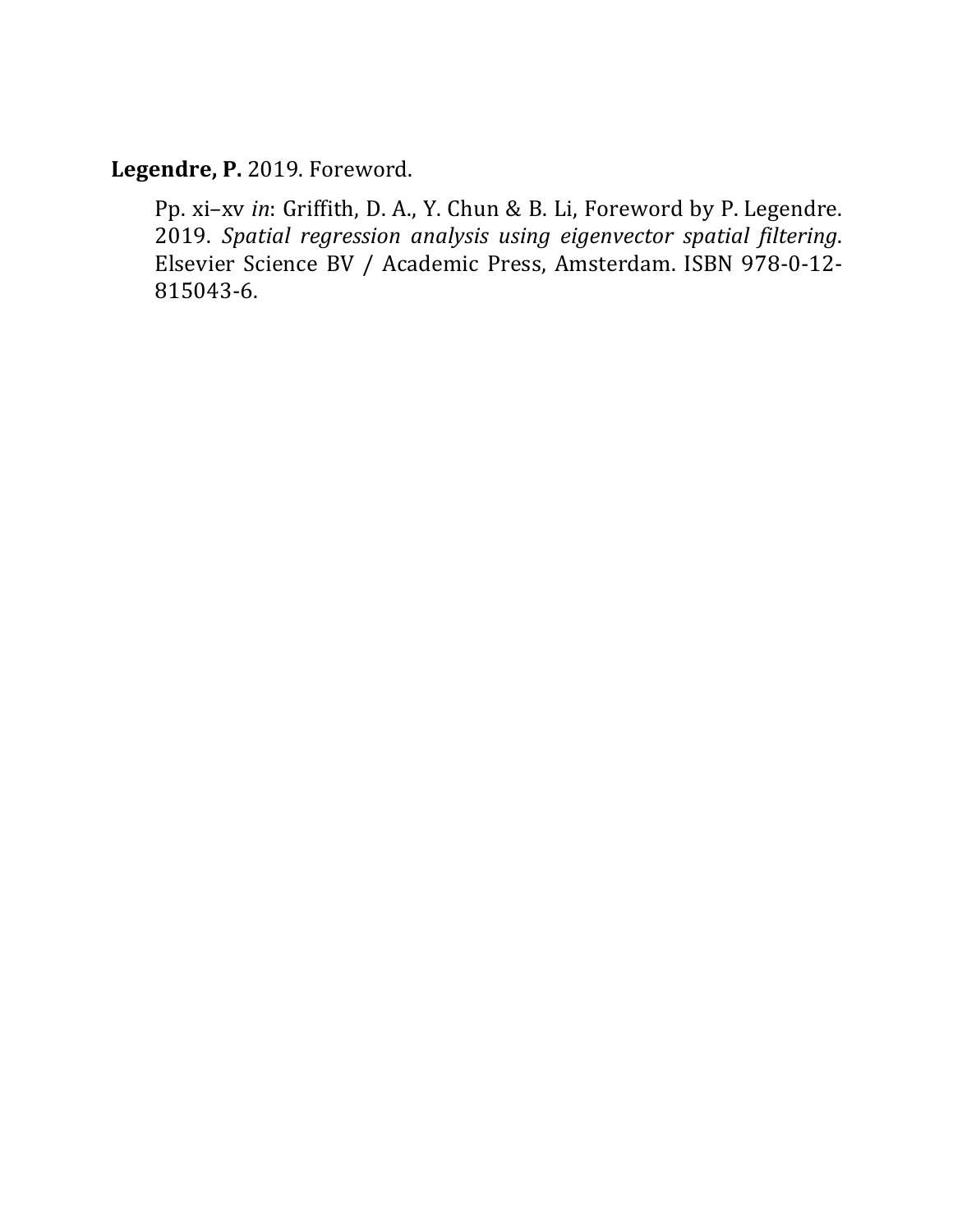**Legendre, P.** 2019. Foreword.

Pp. xi–xv *in*: Griffith, D. A., Y. Chun & B. Li, Foreword by P. Legendre. 2019. *Spatial regression analysis using eigenvector spatial filtering*. Elsevier Science BV / Academic Press, Amsterdam. ISBN 978-0-12-815043-6.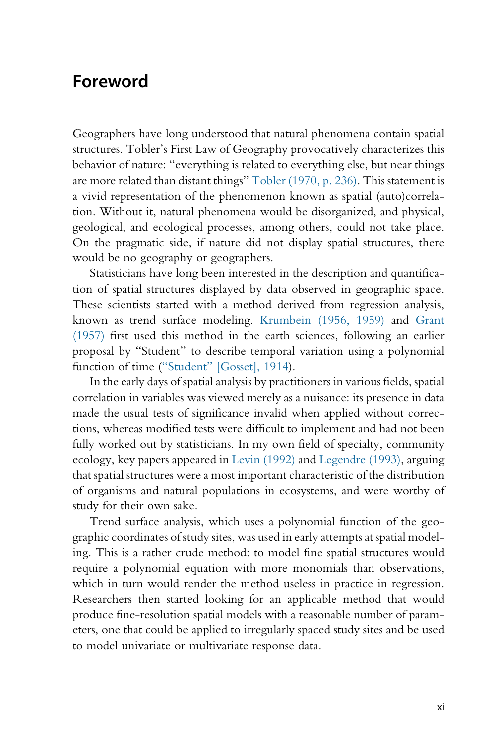# Foreword

Geographers have long understood that natural phenomena contain spatial structures. Tobler's First Law of Geography provocatively characterizes this behavior of nature: "everything is related to everything else, but near things are more related than distant things" Tobler (1970, p. 236). This statement is a vivid representation of the phenomenon known as spatial (auto)correlation. Without it, natural phenomena would be disorganized, and physical, geological, and ecological processes, among others, could not take place. On the pragmatic side, if nature did not display spatial structures, there would be no geography or geographers.

Statisticians have long been interested in the description and quantification of spatial structures displayed by data observed in geographic space. These scientists started with a method derived from regression analysis, known as trend surface modeling. Krumbein (1956, 1959) and Grant (1957) first used this method in the earth sciences, following an earlier proposal by "Student" to describe temporal variation using a polynomial function of time ("Student" [Gosset], 1914).

In the early days of spatial analysis by practitioners in various fields, spatial correlation in variables was viewed merely as a nuisance: its presence in data made the usual tests of significance invalid when applied without corrections, whereas modified tests were difficult to implement and had not been fully worked out by statisticians. In my own field of specialty, community ecology, key papers appeared in Levin (1992) and Legendre (1993), arguing that spatial structures were a most important characteristic of the distribution of organisms and natural populations in ecosystems, and were worthy of study for their own sake.

Trend surface analysis, which uses a polynomial function of the geographic coordinates of study sites, was used in early attempts at spatial modeling. This is a rather crude method: to model fine spatial structures would require a polynomial equation with more monomials than observations, which in turn would render the method useless in practice in regression. Researchers then started looking for an applicable method that would produce fine-resolution spatial models with a reasonable number of parameters, one that could be applied to irregularly spaced study sites and be used to model univariate or multivariate response data.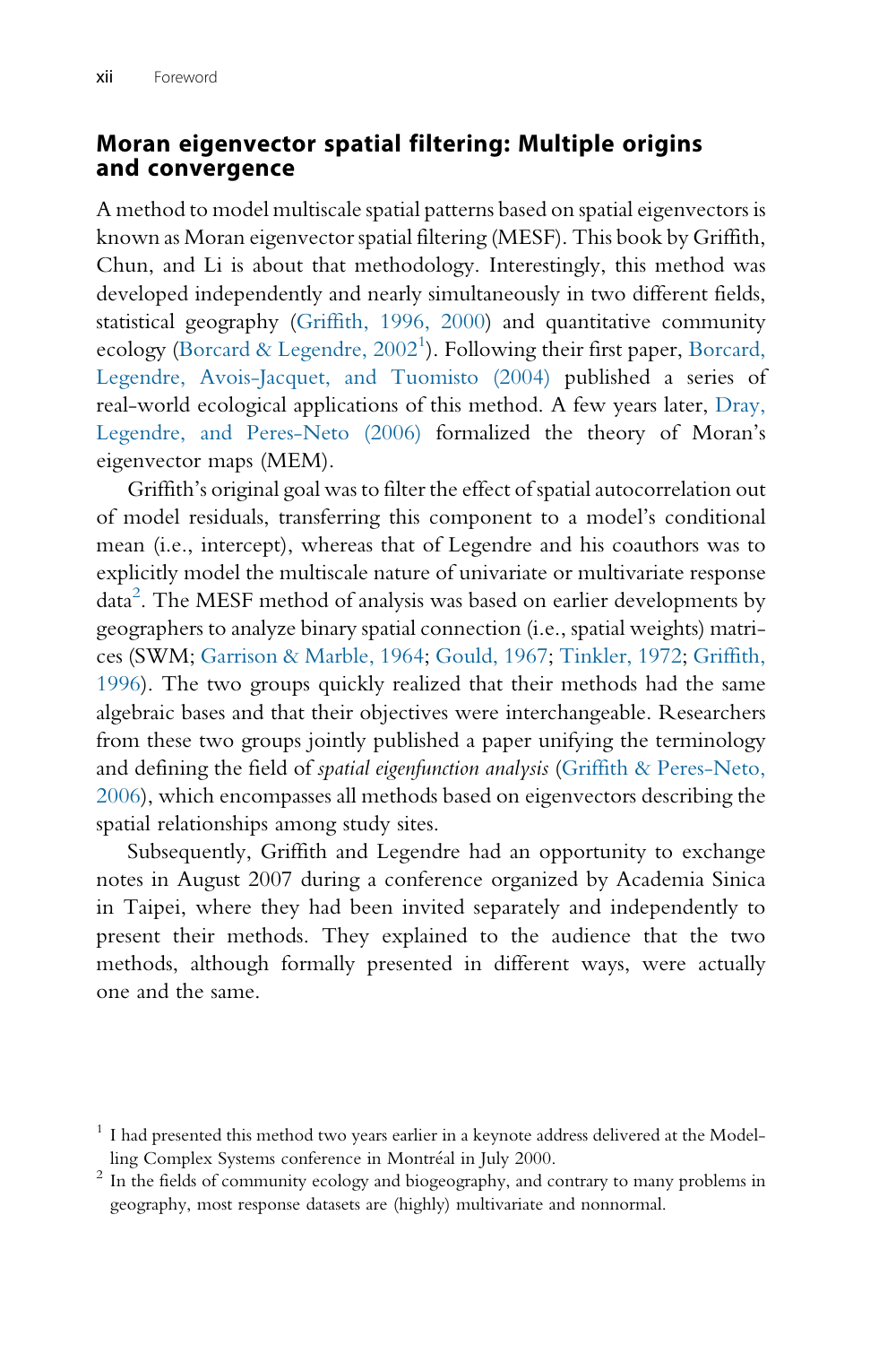## Moran eigenvector spatial filtering: Multiple origins and convergence

A method to model multiscale spatial patterns based on spatial eigenvectors is known as Moran eigenvector spatial filtering (MESF). This book by Griffith, Chun, and Li is about that methodology. Interestingly, this method was developed independently and nearly simultaneously in two different fields, statistical geography (Griffith, 1996, 2000) and quantitative community ecology (Borcard & Legendre, 2002[1]). Following their first paper, Borcard, Legendre, Avois-Jacquet, and Tuomisto (2004) published a series of real-world ecological applications of this method. A few years later, Dray, Legendre, and Peres-Neto (2006) formalized the theory of Moran's eigenvector maps (MEM).

Griffith's original goal was to filter the effect of spatial autocorrelation out of model residuals, transferring this component to a model's conditional mean (i.e., intercept), whereas that of Legendre and his coauthors was to explicitly model the multiscale nature of univariate or multivariate response data[2]. The MESF method of analysis was based on earlier developments by geographers to analyze binary spatial connection (i.e., spatial weights) matrices (SWM; Garrison & Marble, 1964; Gould, 1967; Tinkler, 1972; Griffith, 1996). The two groups quickly realized that their methods had the same algebraic bases and that their objectives were interchangeable. Researchers from these two groups jointly published a paper unifying the terminology and defining the field of *spatial eigenfunction analysis* (Griffith & Peres-Neto, 2006), which encompasses all methods based on eigenvectors describing the spatial relationships among study sites.

Subsequently, Griffith and Legendre had an opportunity to exchange notes in August 2007 during a conference organized by Academia Sinica in Taipei, where they had been invited separately and independently to present their methods. They explained to the audience that the two methods, although formally presented in different ways, were actually one and the same.

[1] I had presented this method two years earlier in a keynote address delivered at the Modelling Complex Systems conference in Montréal in July 2000.

[2] In the fields of community ecology and biogeography, and contrary to many problems in geography, most response datasets are (highly) multivariate and nonnormal.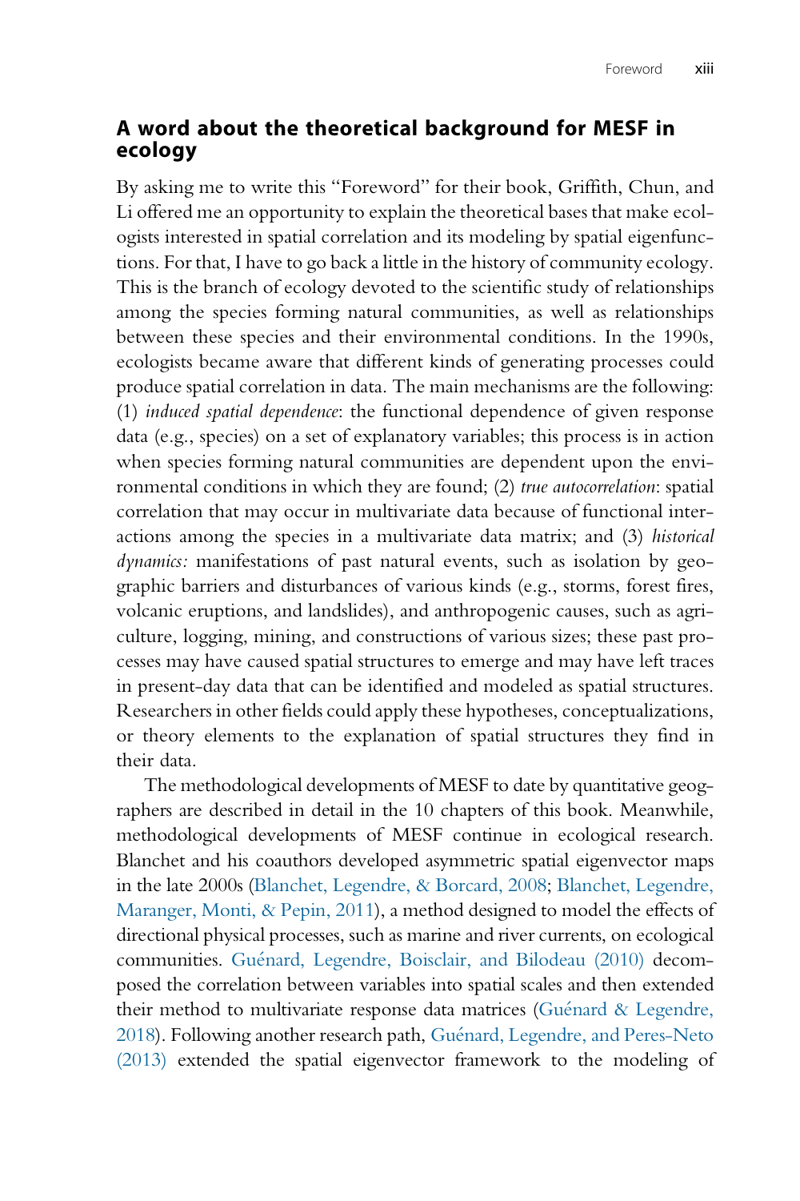## A word about the theoretical background for MESF in ecology

By asking me to write this "Foreword" for their book, Griffith, Chun, and Li offered me an opportunity to explain the theoretical bases that make ecologists interested in spatial correlation and its modeling by spatial eigenfunctions. For that, I have to go back a little in the history of community ecology. This is the branch of ecology devoted to the scientific study of relationships among the species forming natural communities, as well as relationships between these species and their environmental conditions. In the 1990s, ecologists became aware that different kinds of generating processes could produce spatial correlation in data. The main mechanisms are the following: (1) *induced spatial dependence*: the functional dependence of given response data (e.g., species) on a set of explanatory variables; this process is in action when species forming natural communities are dependent upon the environmental conditions in which they are found; (2) *true autocorrelation*: spatial correlation that may occur in multivariate data because of functional interactions among the species in a multivariate data matrix; and (3) *historical dynamics:* manifestations of past natural events, such as isolation by geographic barriers and disturbances of various kinds (e.g., storms, forest fires, volcanic eruptions, and landslides), and anthropogenic causes, such as agriculture, logging, mining, and constructions of various sizes; these past processes may have caused spatial structures to emerge and may have left traces in present-day data that can be identified and modeled as spatial structures. Researchers in other fields could apply these hypotheses, conceptualizations, or theory elements to the explanation of spatial structures they find in their data.

The methodological developments of MESF to date by quantitative geographers are described in detail in the 10 chapters of this book. Meanwhile, methodological developments of MESF continue in ecological research. Blanchet and his coauthors developed asymmetric spatial eigenvector maps in the late 2000s (Blanchet, Legendre, & Borcard, 2008; Blanchet, Legendre, Maranger, Monti, & Pepin, 2011), a method designed to model the effects of directional physical processes, such as marine and river currents, on ecological communities. Guénard, Legendre, Boisclair, and Bilodeau (2010) decomposed the correlation between variables into spatial scales and then extended their method to multivariate response data matrices (Guénard & Legendre, 2018). Following another research path, Guénard, Legendre, and Peres-Neto (2013) extended the spatial eigenvector framework to the modeling of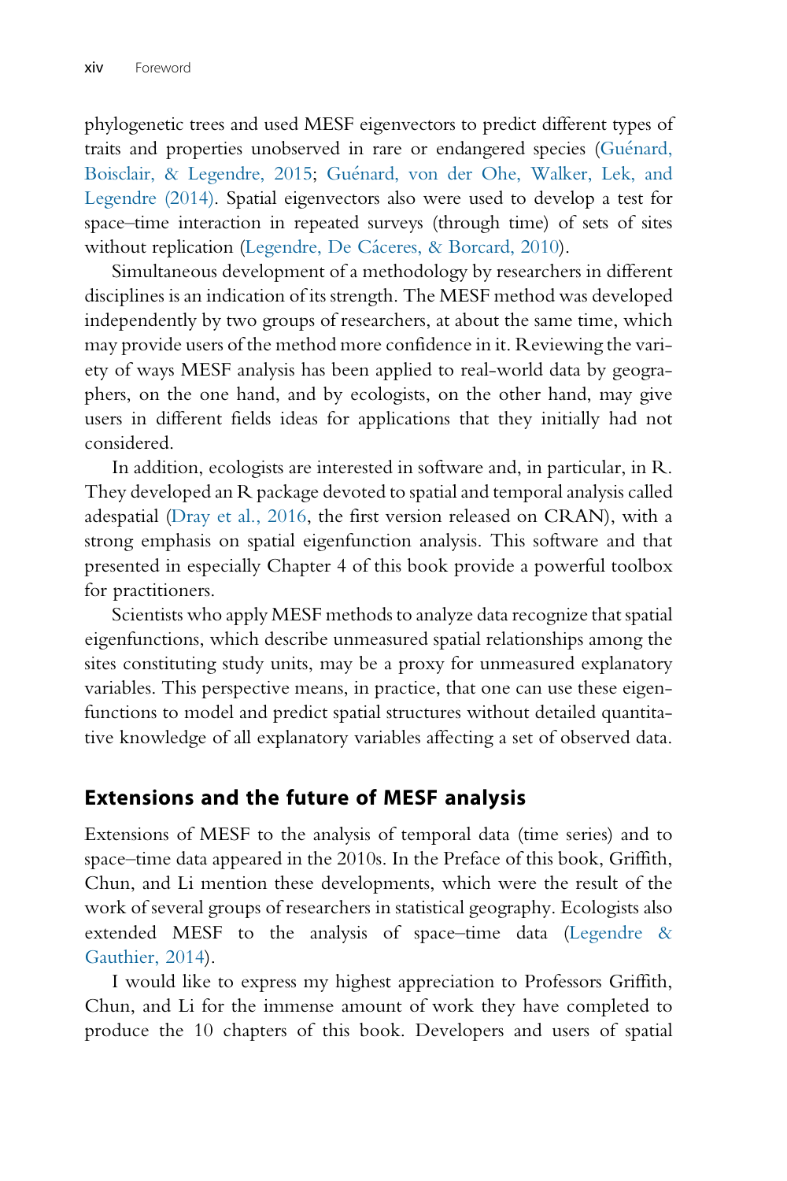phylogenetic trees and used MESF eigenvectors to predict different types of traits and properties unobserved in rare or endangered species (Guénard, Boisclair, & Legendre, 2015; Guénard, von der Ohe, Walker, Lek, and Legendre (2014). Spatial eigenvectors also were used to develop a test for space–time interaction in repeated surveys (through time) of sets of sites without replication (Legendre, De Cáceres, & Borcard, 2010).

Simultaneous development of a methodology by researchers in different disciplines is an indication of its strength. The MESF method was developed independently by two groups of researchers, at about the same time, which may provide users of the method more confidence in it. Reviewing the variety of ways MESF analysis has been applied to real-world data by geographers, on the one hand, and by ecologists, on the other hand, may give users in different fields ideas for applications that they initially had not considered.

In addition, ecologists are interested in software and, in particular, in R. They developed an R package devoted to spatial and temporal analysis called adespatial (Dray et al., 2016, the first version released on CRAN), with a strong emphasis on spatial eigenfunction analysis. This software and that presented in especially Chapter 4 of this book provide a powerful toolbox for practitioners.

Scientists who apply MESF methods to analyze data recognize that spatial eigenfunctions, which describe unmeasured spatial relationships among the sites constituting study units, may be a proxy for unmeasured explanatory variables. This perspective means, in practice, that one can use these eigenfunctions to model and predict spatial structures without detailed quantitative knowledge of all explanatory variables affecting a set of observed data.

## Extensions and the future of MESF analysis

Extensions of MESF to the analysis of temporal data (time series) and to space–time data appeared in the 2010s. In the Preface of this book, Griffith, Chun, and Li mention these developments, which were the result of the work of several groups of researchers in statistical geography. Ecologists also extended MESF to the analysis of space–time data (Legendre & Gauthier, 2014).

I would like to express my highest appreciation to Professors Griffith, Chun, and Li for the immense amount of work they have completed to produce the 10 chapters of this book. Developers and users of spatial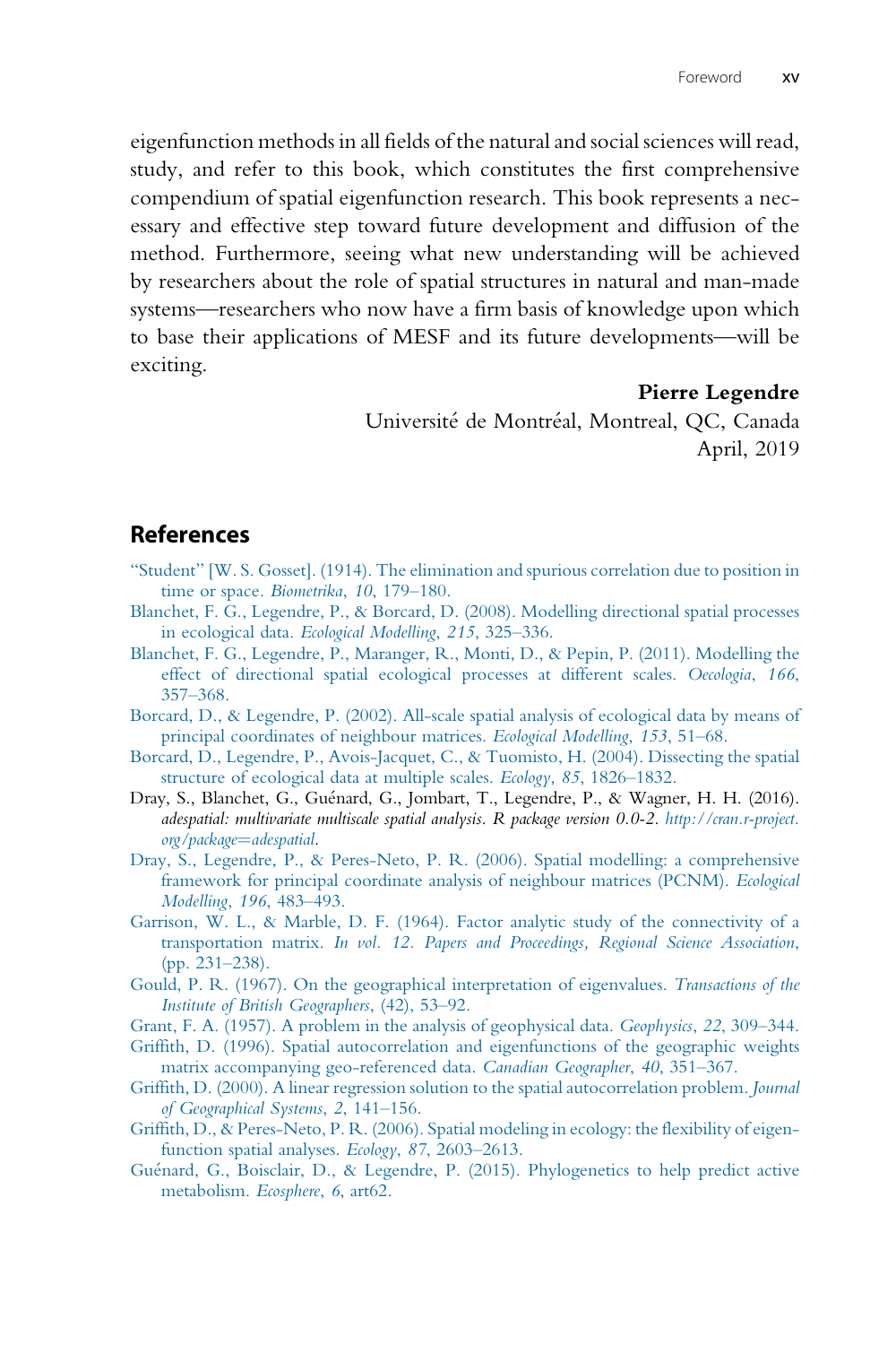eigenfunction methods in all fields of the natural and social sciences will read, study, and refer to this book, which constitutes the first comprehensive compendium of spatial eigenfunction research. This book represents a necessary and effective step toward future development and diffusion of the method. Furthermore, seeing what new understanding will be achieved by researchers about the role of spatial structures in natural and man-made systems—researchers who now have a firm basis of knowledge upon which to base their applications of MESF and its future developments—will be exciting.

**Pierre Legendre**
Université de Montréal, Montreal, QC, Canada
April, 2019

## References

"Student" [W. S. Gosset]. (1914). The elimination and spurious correlation due to position in time or space. *Biometrika*, *10*, 179–180.

Blanchet, F. G., Legendre, P., & Borcard, D. (2008). Modelling directional spatial processes in ecological data. *Ecological Modelling*, *215*, 325–336.

Blanchet, F. G., Legendre, P., Maranger, R., Monti, D., & Pepin, P. (2011). Modelling the effect of directional spatial ecological processes at different scales. *Oecologia*, *166*, 357–368.

Borcard, D., & Legendre, P. (2002). All-scale spatial analysis of ecological data by means of principal coordinates of neighbour matrices. *Ecological Modelling*, *153*, 51–68.

Borcard, D., Legendre, P., Avois-Jacquet, C., & Tuomisto, H. (2004). Dissecting the spatial structure of ecological data at multiple scales. *Ecology*, *85*, 1826–1832.

Dray, S., Blanchet, G., Guénard, G., Jombart, T., Legendre, P., & Wagner, H. H. (2016). *adespatial: multivariate multiscale spatial analysis. R package version 0.0-2*. *http://cran.r-project.org/package=adespatial*.

Dray, S., Legendre, P., & Peres-Neto, P. R. (2006). Spatial modelling: a comprehensive framework for principal coordinate analysis of neighbour matrices (PCNM). *Ecological Modelling*, *196*, 483–493.

Garrison, W. L., & Marble, D. F. (1964). Factor analytic study of the connectivity of a transportation matrix. *In vol. 12. Papers and Proceedings, Regional Science Association*, (pp. 231–238).

Gould, P. R. (1967). On the geographical interpretation of eigenvalues. *Transactions of the Institute of British Geographers*, (42), 53–92.

Grant, F. A. (1957). A problem in the analysis of geophysical data. *Geophysics*, *22*, 309–344.

Griffith, D. (1996). Spatial autocorrelation and eigenfunctions of the geographic weights matrix accompanying geo-referenced data. *Canadian Geographer*, *40*, 351–367.

Griffith, D. (2000). A linear regression solution to the spatial autocorrelation problem. *Journal of Geographical Systems*, *2*, 141–156.

Griffith, D., & Peres-Neto, P. R. (2006). Spatial modeling in ecology: the flexibility of eigenfunction spatial analyses. *Ecology*, *87*, 2603–2613.

Guénard, G., Boisclair, D., & Legendre, P. (2015). Phylogenetics to help predict active metabolism. *Ecosphere*, *6*, art62.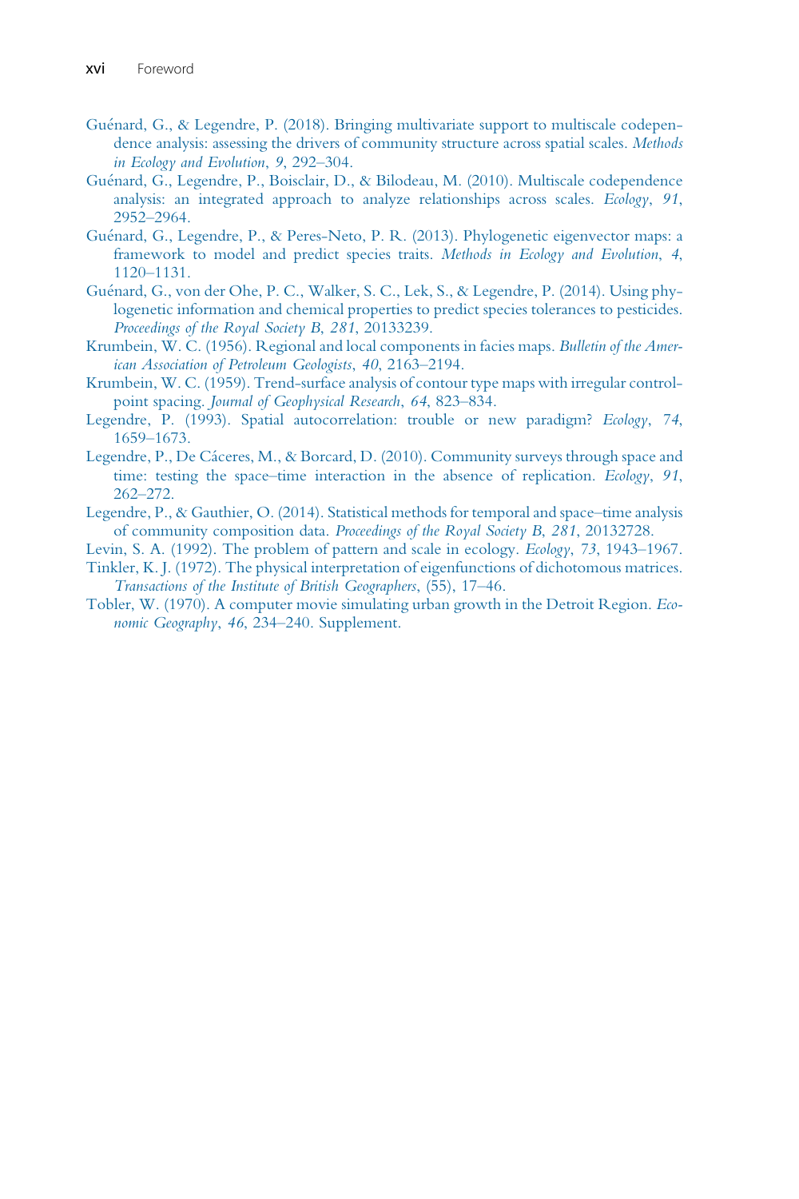Guénard, G., & Legendre, P. (2018). Bringing multivariate support to multiscale codependence analysis: assessing the drivers of community structure across spatial scales. *Methods in Ecology and Evolution*, *9*, 292–304.

Guénard, G., Legendre, P., Boisclair, D., & Bilodeau, M. (2010). Multiscale codependence analysis: an integrated approach to analyze relationships across scales. *Ecology*, *91*, 2952–2964.

Guénard, G., Legendre, P., & Peres-Neto, P. R. (2013). Phylogenetic eigenvector maps: a framework to model and predict species traits. *Methods in Ecology and Evolution*, *4*, 1120–1131.

Guénard, G., von der Ohe, P. C., Walker, S. C., Lek, S., & Legendre, P. (2014). Using phylogenetic information and chemical properties to predict species tolerances to pesticides. *Proceedings of the Royal Society B*, *281*, 20133239.

Krumbein, W. C. (1956). Regional and local components in facies maps. *Bulletin of the American Association of Petroleum Geologists*, *40*, 2163–2194.

Krumbein, W. C. (1959). Trend-surface analysis of contour type maps with irregular control-point spacing. *Journal of Geophysical Research*, *64*, 823–834.

Legendre, P. (1993). Spatial autocorrelation: trouble or new paradigm? *Ecology*, *74*, 1659–1673.

Legendre, P., De Cáceres, M., & Borcard, D. (2010). Community surveys through space and time: testing the space–time interaction in the absence of replication. *Ecology*, *91*, 262–272.

Legendre, P., & Gauthier, O. (2014). Statistical methods for temporal and space–time analysis of community composition data. *Proceedings of the Royal Society B*, *281*, 20132728.

Levin, S. A. (1992). The problem of pattern and scale in ecology. *Ecology*, *73*, 1943–1967.

Tinkler, K. J. (1972). The physical interpretation of eigenfunctions of dichotomous matrices. *Transactions of the Institute of British Geographers*, (55), 17–46.

Tobler, W. (1970). A computer movie simulating urban growth in the Detroit Region. *Economic Geography*, *46*, 234–240. Supplement.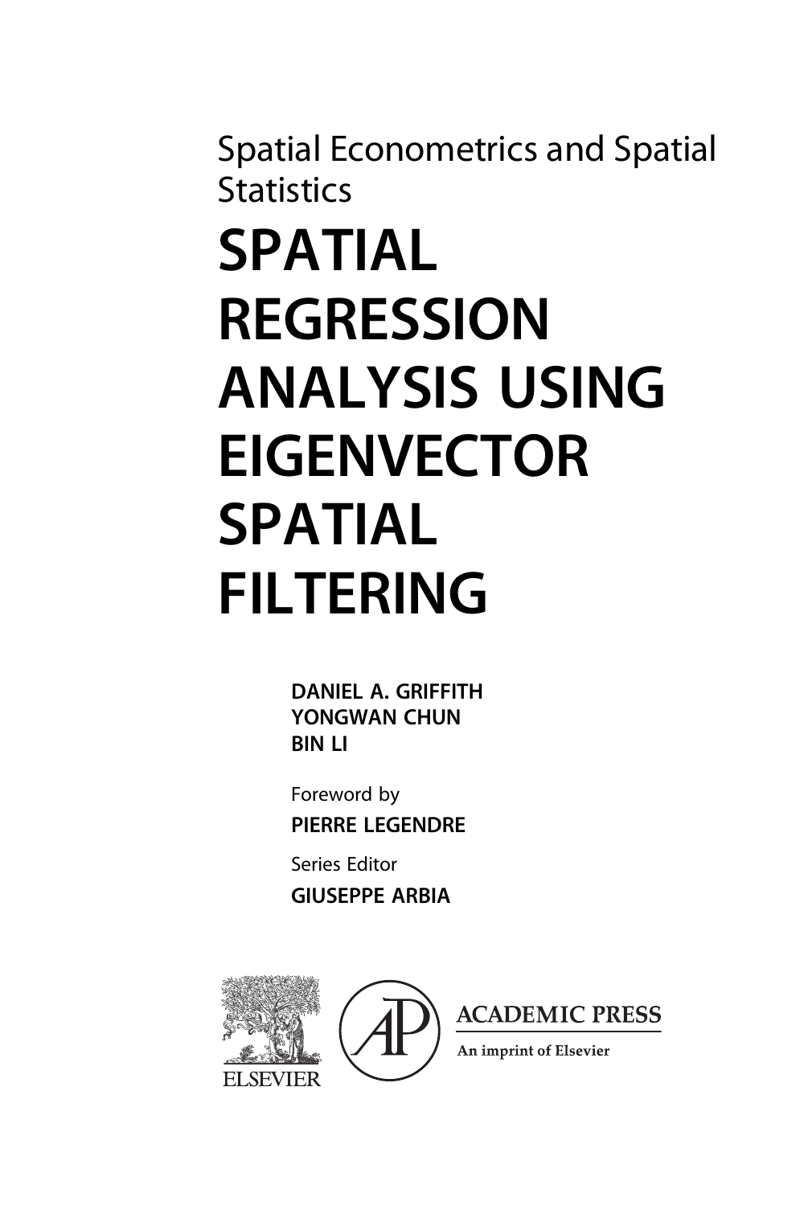Spatial Econometrics and Spatial Statistics

# SPATIAL REGRESSION ANALYSIS USING EIGENVECTOR SPATIAL FILTERING

**DANIEL A. GRIFFITH**
**YONGWAN CHUN**
**BIN LI**

Foreword by
**PIERRE LEGENDRE**

Series Editor
**GIUSEPPE ARBIA**

ELSEVIER

ACADEMIC PRESS
An imprint of Elsevier